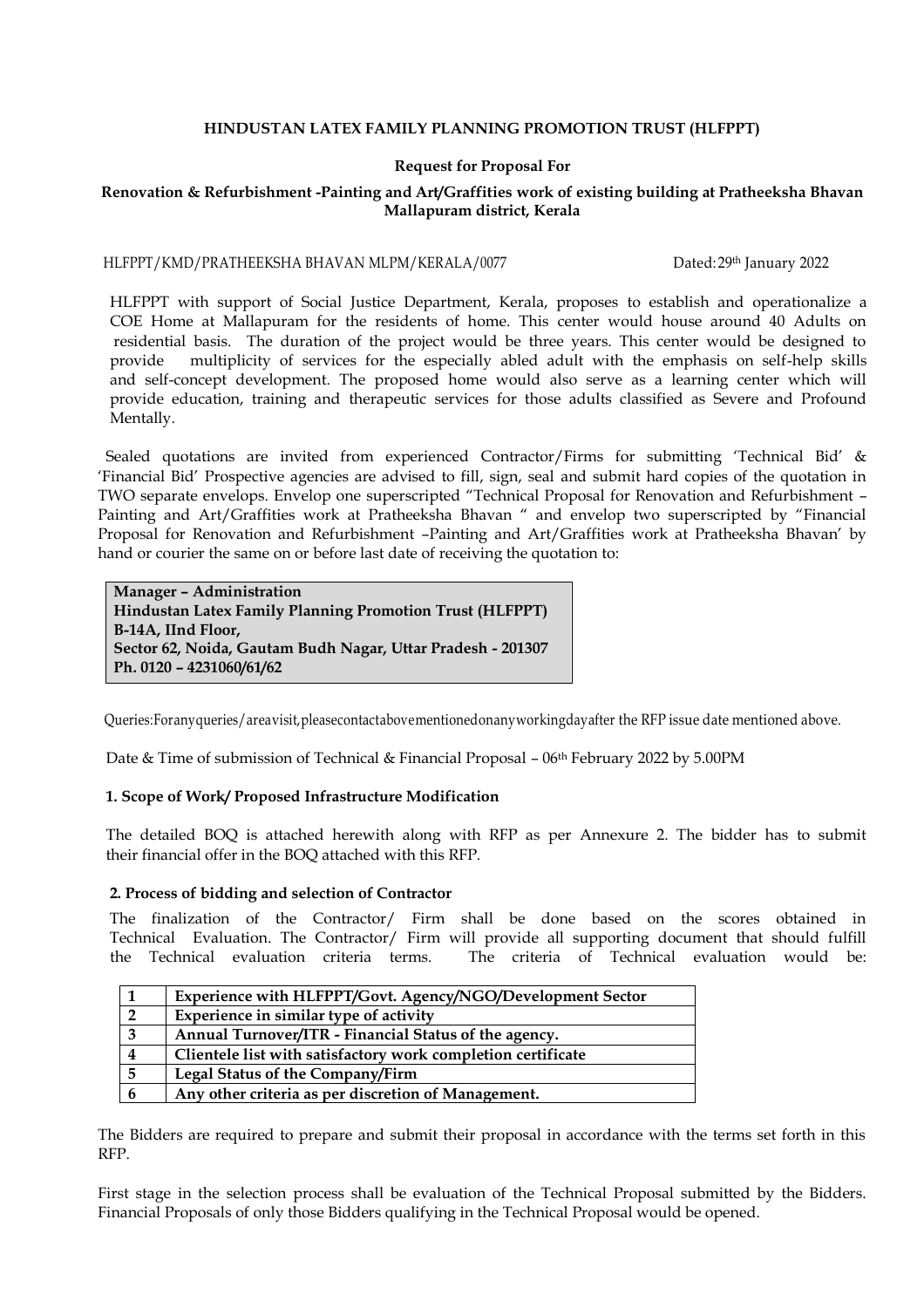**HINDUSTAN LATEX FAMILY PLANNING PROMOTION TRUST (HLFPPT)**

**Request for Proposal For**

**Renovation & Refurbishment -Painting and Art/Graffities work of existing building at Pratheeksha Bhavan Mallapuram district, Kerala**

HLFPPT/KMD/PRATHEEKSHA BHAVAN MLPM/KERALA/0077 Dated: 29th January 2022

HLFPPT with support of Social Justice Department, Kerala, proposes to establish and operationalize a COE Home at Mallapuram for the residents of home. This center would house around 40 Adults on residential basis. The duration of the project would be three years. This center would be designed to provide multiplicity of services for the especially abled adult with the emphasis on self-help skills and self-concept development. The proposed home would also serve as a learning center which will provide education, training and therapeutic services for those adults classified as Severe and Profound Mentally.

Sealed quotations are invited from experienced Contractor/Firms for submitting 'Technical Bid' & 'Financial Bid' Prospective agencies are advised to fill, sign, seal and submit hard copies of the quotation in TWO separate envelops. Envelop one superscripted "Technical Proposal for Renovation and Refurbishment – Painting and Art/Graffities work at Pratheeksha Bhavan " and envelop two superscripted by "Financial Proposal for Renovation and Refurbishment –Painting and Art/Graffities work at Pratheeksha Bhavan' by hand or courier the same on or before last date of receiving the quotation to:

**Manager – Administration**
**Hindustan Latex Family Planning Promotion Trust (HLFPPT)**
**B-14A, IInd Floor,**
**Sector 62, Noida, Gautam Budh Nagar, Uttar Pradesh - 201307**
**Ph. 0120 – 4231060/61/62**

Queries: For any queries/area visit, please contact above mentioned on any working day after the RFP issue date mentioned above.

Date & Time of submission of Technical & Financial Proposal – 06th February 2022 by 5.00PM

**1. Scope of Work/ Proposed Infrastructure Modification**

The detailed BOQ is attached herewith along with RFP as per Annexure 2. The bidder has to submit their financial offer in the BOQ attached with this RFP.

**2. Process of bidding and selection of Contractor**

The finalization of the Contractor/ Firm shall be done based on the scores obtained in Technical Evaluation. The Contractor/ Firm will provide all supporting document that should fulfill the Technical evaluation criteria terms. The criteria of Technical evaluation would be:

| | |
|---|---|
| **1** | **Experience with HLFPPT/Govt. Agency/NGO/Development Sector** |
| **2** | **Experience in similar type of activity** |
| **3** | **Annual Turnover/ITR - Financial Status of the agency.** |
| **4** | **Clientele list with satisfactory work completion certificate** |
| **5** | **Legal Status of the Company/Firm** |
| **6** | **Any other criteria as per discretion of Management.** |

The Bidders are required to prepare and submit their proposal in accordance with the terms set forth in this RFP.

First stage in the selection process shall be evaluation of the Technical Proposal submitted by the Bidders. Financial Proposals of only those Bidders qualifying in the Technical Proposal would be opened.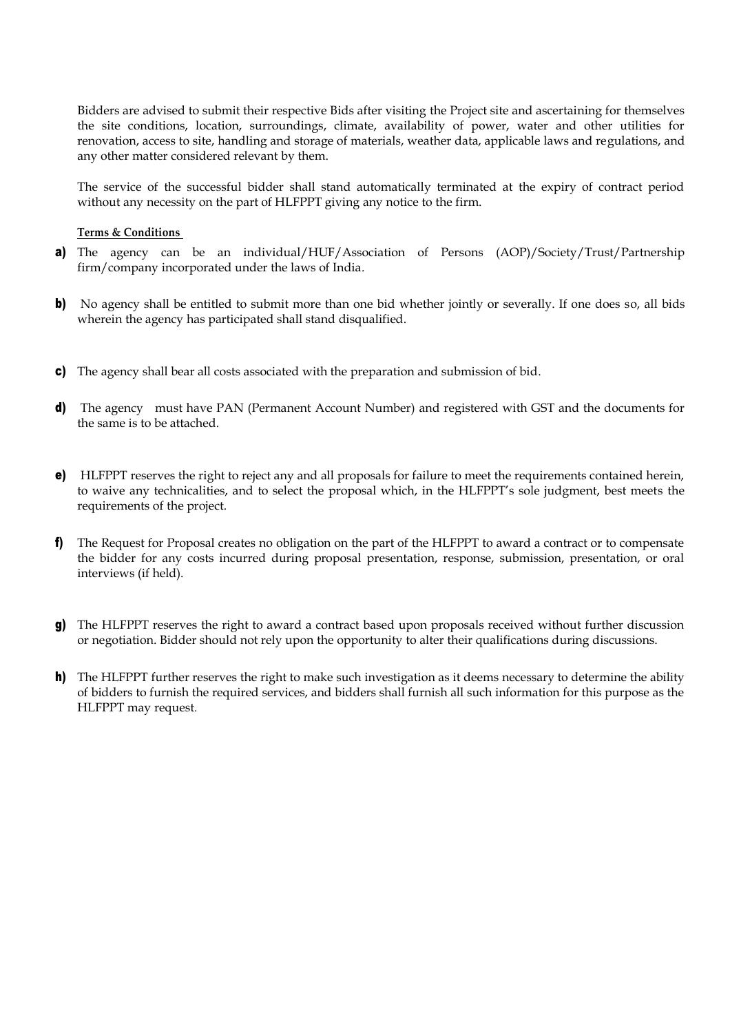Bidders are advised to submit their respective Bids after visiting the Project site and ascertaining for themselves the site conditions, location, surroundings, climate, availability of power, water and other utilities for renovation, access to site, handling and storage of materials, weather data, applicable laws and regulations, and any other matter considered relevant by them.

The service of the successful bidder shall stand automatically terminated at the expiry of contract period without any necessity on the part of HLFPPT giving any notice to the firm.

**Terms & Conditions**

**a)** The agency can be an individual/HUF/Association of Persons (AOP)/Society/Trust/Partnership firm/company incorporated under the laws of India.

**b)** No agency shall be entitled to submit more than one bid whether jointly or severally. If one does so, all bids wherein the agency has participated shall stand disqualified.

**c)** The agency shall bear all costs associated with the preparation and submission of bid.

**d)** The agency must have PAN (Permanent Account Number) and registered with GST and the documents for the same is to be attached.

**e)** HLFPPT reserves the right to reject any and all proposals for failure to meet the requirements contained herein, to waive any technicalities, and to select the proposal which, in the HLFPPT's sole judgment, best meets the requirements of the project.

**f)** The Request for Proposal creates no obligation on the part of the HLFPPT to award a contract or to compensate the bidder for any costs incurred during proposal presentation, response, submission, presentation, or oral interviews (if held).

**g)** The HLFPPT reserves the right to award a contract based upon proposals received without further discussion or negotiation. Bidder should not rely upon the opportunity to alter their qualifications during discussions.

**h)** The HLFPPT further reserves the right to make such investigation as it deems necessary to determine the ability of bidders to furnish the required services, and bidders shall furnish all such information for this purpose as the HLFPPT may request.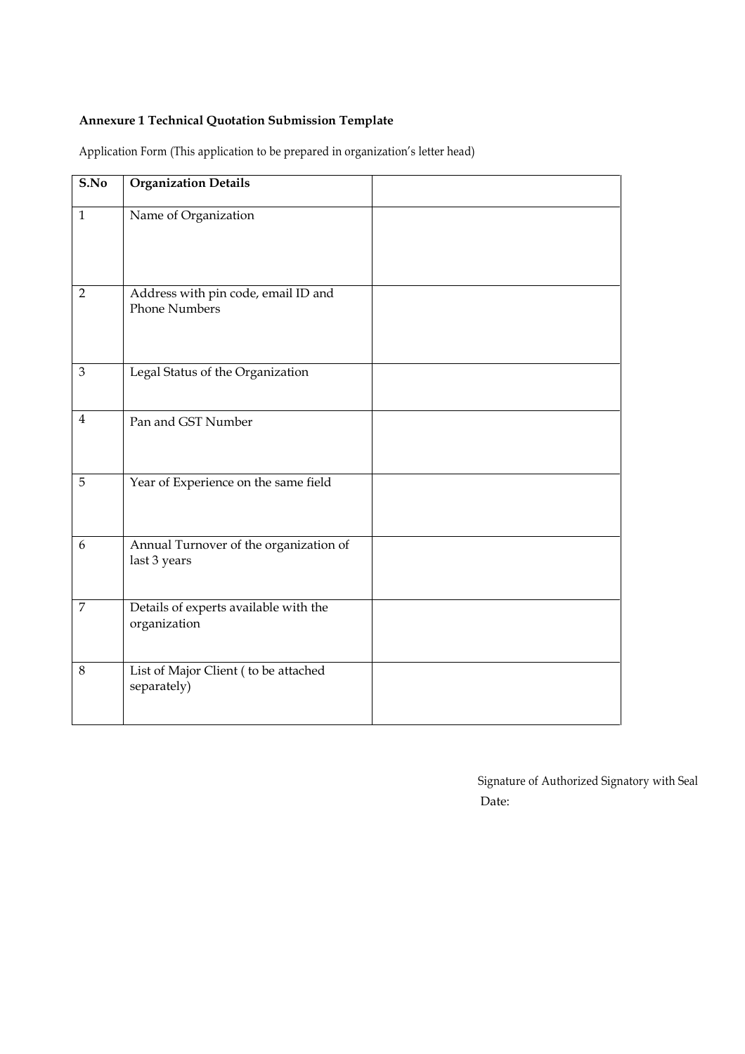**Annexure 1 Technical Quotation Submission Template**

Application Form (This application to be prepared in organization's letter head)

| S.No | Organization Details | |
|---|---|---|
| 1 | Name of Organization | |
| 2 | Address with pin code, email ID and Phone Numbers | |
| 3 | Legal Status of the Organization | |
| 4 | Pan and GST Number | |
| 5 | Year of Experience on the same field | |
| 6 | Annual Turnover of the organization of last 3 years | |
| 7 | Details of experts available with the organization | |
| 8 | List of Major Client ( to be attached separately) | |

Signature of Authorized Signatory with Seal

Date: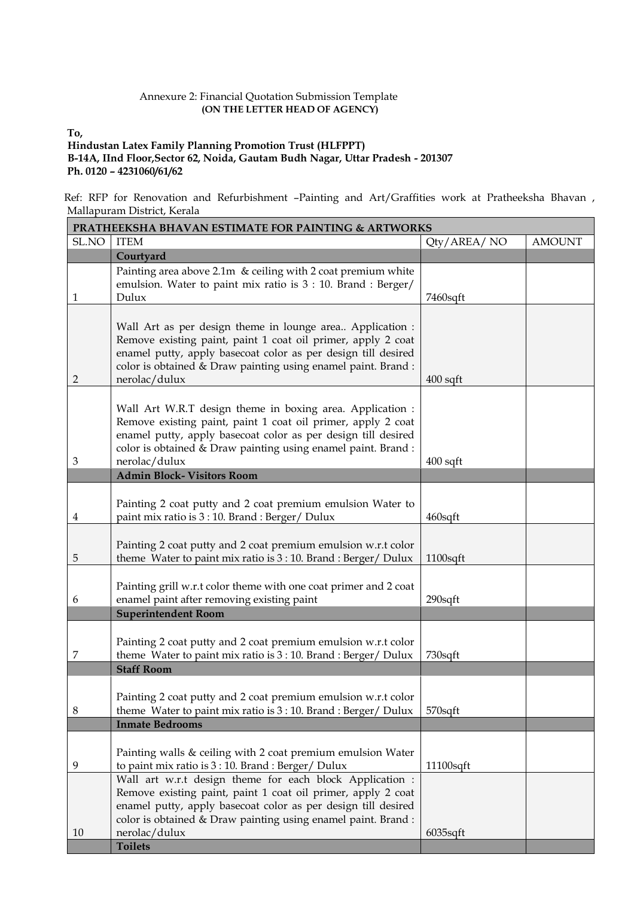Annexure 2: Financial Quotation Submission Template
**(ON THE LETTER HEAD OF AGENCY)**

**To,**
**Hindustan Latex Family Planning Promotion Trust (HLFPPT)**
**B-14A, IInd Floor,Sector 62, Noida, Gautam Budh Nagar, Uttar Pradesh - 201307**
**Ph. 0120 – 4231060/61/62**

Ref: RFP for Renovation and Refurbishment –Painting and Art/Graffities work at Pratheeksha Bhavan , Mallapuram District, Kerala

| **PRATHEEKSHA BHAVAN ESTIMATE FOR PAINTING & ARTWORKS** | | | |
|---|---|---|---|
| SL.NO | ITEM | Qty/AREA/ NO | AMOUNT |
| | **Courtyard** | | |
| 1 | Painting area above 2.1m & ceiling with 2 coat premium white emulsion. Water to paint mix ratio is 3 : 10. Brand : Berger/ Dulux | 7460sqft | |
| 2 | Wall Art as per design theme in lounge area.. Application : Remove existing paint, paint 1 coat oil primer, apply 2 coat enamel putty, apply basecoat color as per design till desired color is obtained & Draw painting using enamel paint. Brand : nerolac/dulux | 400 sqft | |
| 3 | Wall Art W.R.T design theme in boxing area. Application : Remove existing paint, paint 1 coat oil primer, apply 2 coat enamel putty, apply basecoat color as per design till desired color is obtained & Draw painting using enamel paint. Brand : nerolac/dulux | 400 sqft | |
| | **Admin Block- Visitors Room** | | |
| 4 | Painting 2 coat putty and 2 coat premium emulsion Water to paint mix ratio is 3 : 10. Brand : Berger/ Dulux | 460sqft | |
| 5 | Painting 2 coat putty and 2 coat premium emulsion w.r.t color theme Water to paint mix ratio is 3 : 10. Brand : Berger/ Dulux | 1100sqft | |
| 6 | Painting grill w.r.t color theme with one coat primer and 2 coat enamel paint after removing existing paint | 290sqft | |
| | **Superintendent Room** | | |
| 7 | Painting 2 coat putty and 2 coat premium emulsion w.r.t color theme Water to paint mix ratio is 3 : 10. Brand : Berger/ Dulux | 730sqft | |
| | **Staff Room** | | |
| 8 | Painting 2 coat putty and 2 coat premium emulsion w.r.t color theme Water to paint mix ratio is 3 : 10. Brand : Berger/ Dulux | 570sqft | |
| | **Inmate Bedrooms** | | |
| 9 | Painting walls & ceiling with 2 coat premium emulsion Water to paint mix ratio is 3 : 10. Brand : Berger/ Dulux | 11100sqft | |
| 10 | Wall art w.r.t design theme for each block Application : Remove existing paint, paint 1 coat oil primer, apply 2 coat enamel putty, apply basecoat color as per design till desired color is obtained & Draw painting using enamel paint. Brand : nerolac/dulux | 6035sqft | |
| | **Toilets** | | |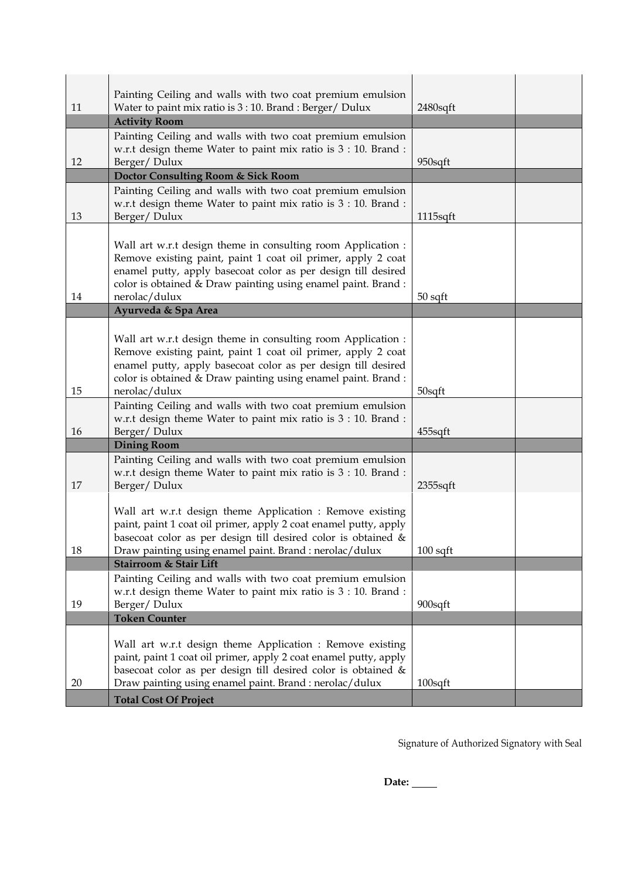| | | | |
|---|---|---|---|
| 11 | Painting Ceiling and walls with two coat premium emulsion Water to paint mix ratio is 3 : 10. Brand : Berger/ Dulux | 2480sqft | |
| | **Activity Room** | | |
| 12 | Painting Ceiling and walls with two coat premium emulsion w.r.t design theme Water to paint mix ratio is 3 : 10. Brand : Berger/ Dulux | 950sqft | |
| | **Doctor Consulting Room & Sick Room** | | |
| 13 | Painting Ceiling and walls with two coat premium emulsion w.r.t design theme Water to paint mix ratio is 3 : 10. Brand : Berger/ Dulux | 1115sqft | |
| 14 | Wall art w.r.t design theme in consulting room Application : Remove existing paint, paint 1 coat oil primer, apply 2 coat enamel putty, apply basecoat color as per design till desired color is obtained & Draw painting using enamel paint. Brand : nerolac/dulux | 50 sqft | |
| | **Ayurveda & Spa Area** | | |
| 15 | Wall art w.r.t design theme in consulting room Application : Remove existing paint, paint 1 coat oil primer, apply 2 coat enamel putty, apply basecoat color as per design till desired color is obtained & Draw painting using enamel paint. Brand : nerolac/dulux | 50sqft | |
| 16 | Painting Ceiling and walls with two coat premium emulsion w.r.t design theme Water to paint mix ratio is 3 : 10. Brand : Berger/ Dulux | 455sqft | |
| | **Dining Room** | | |
| 17 | Painting Ceiling and walls with two coat premium emulsion w.r.t design theme Water to paint mix ratio is 3 : 10. Brand : Berger/ Dulux | 2355sqft | |
| 18 | Wall art w.r.t design theme Application : Remove existing paint, paint 1 coat oil primer, apply 2 coat enamel putty, apply basecoat color as per design till desired color is obtained & Draw painting using enamel paint. Brand : nerolac/dulux | 100 sqft | |
| | **Stairroom & Stair Lift** | | |
| 19 | Painting Ceiling and walls with two coat premium emulsion w.r.t design theme Water to paint mix ratio is 3 : 10. Brand : Berger/ Dulux | 900sqft | |
| | **Token Counter** | | |
| 20 | Wall art w.r.t design theme Application : Remove existing paint, paint 1 coat oil primer, apply 2 coat enamel putty, apply basecoat color as per design till desired color is obtained & Draw painting using enamel paint. Brand : nerolac/dulux | 100sqft | |
| | **Total Cost Of Project** | | |

Signature of Authorized Signatory with Seal

**Date:** ____